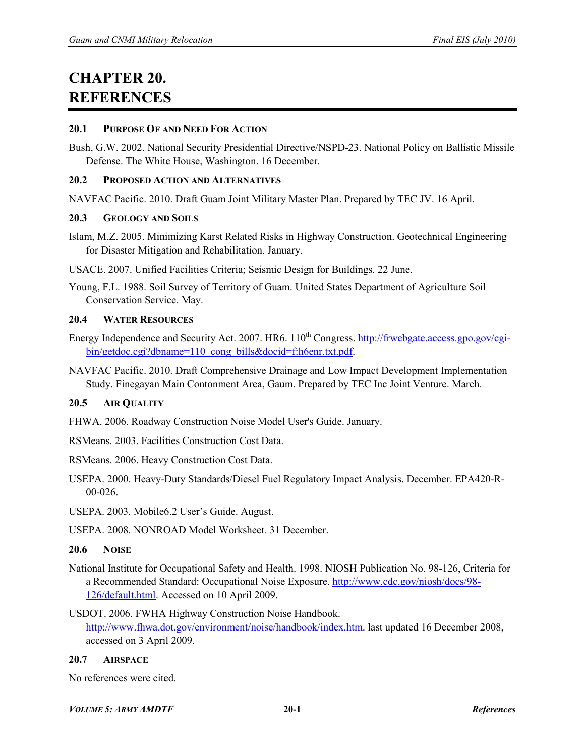# CHAPTER 20. REFERENCES

## 20.1 Purpose Of and Need For Action

Bush, G.W. 2002. National Security Presidential Directive/NSPD-23. National Policy on Ballistic Missile Defense. The White House, Washington. 16 December.

## 20.2 Proposed Action and Alternatives

NAVFAC Pacific. 2010. Draft Guam Joint Military Master Plan. Prepared by TEC JV. 16 April.

## 20.3 Geology and Soils

Islam, M.Z. 2005. Minimizing Karst Related Risks in Highway Construction. Geotechnical Engineering for Disaster Mitigation and Rehabilitation. January.

USACE. 2007. Unified Facilities Criteria; Seismic Design for Buildings. 22 June.

Young, F.L. 1988. Soil Survey of Territory of Guam. United States Department of Agriculture Soil Conservation Service. May.

## 20.4 Water Resources

Energy Independence and Security Act. 2007. HR6. 110th Congress. http://frwebgate.access.gpo.gov/cgi-bin/getdoc.cgi?dbname=110_cong_bills&docid=f:h6enr.txt.pdf.

NAVFAC Pacific. 2010. Draft Comprehensive Drainage and Low Impact Development Implementation Study. Finegayan Main Contonment Area, Gaum. Prepared by TEC Inc Joint Venture. March.

## 20.5 Air Quality

FHWA. 2006. Roadway Construction Noise Model User's Guide. January.

RSMeans. 2003. Facilities Construction Cost Data.

RSMeans. 2006. Heavy Construction Cost Data.

USEPA. 2000. Heavy-Duty Standards/Diesel Fuel Regulatory Impact Analysis. December. EPA420-R-00-026.

USEPA. 2003. Mobile6.2 User's Guide. August.

USEPA. 2008. NONROAD Model Worksheet. 31 December.

## 20.6 Noise

National Institute for Occupational Safety and Health. 1998. NIOSH Publication No. 98-126, Criteria for a Recommended Standard: Occupational Noise Exposure. http://www.cdc.gov/niosh/docs/98-126/default.html. Accessed on 10 April 2009.

USDOT. 2006. FWHA Highway Construction Noise Handbook. http://www.fhwa.dot.gov/environment/noise/handbook/index.htm. last updated 16 December 2008, accessed on 3 April 2009.

## 20.7 Airspace

No references were cited.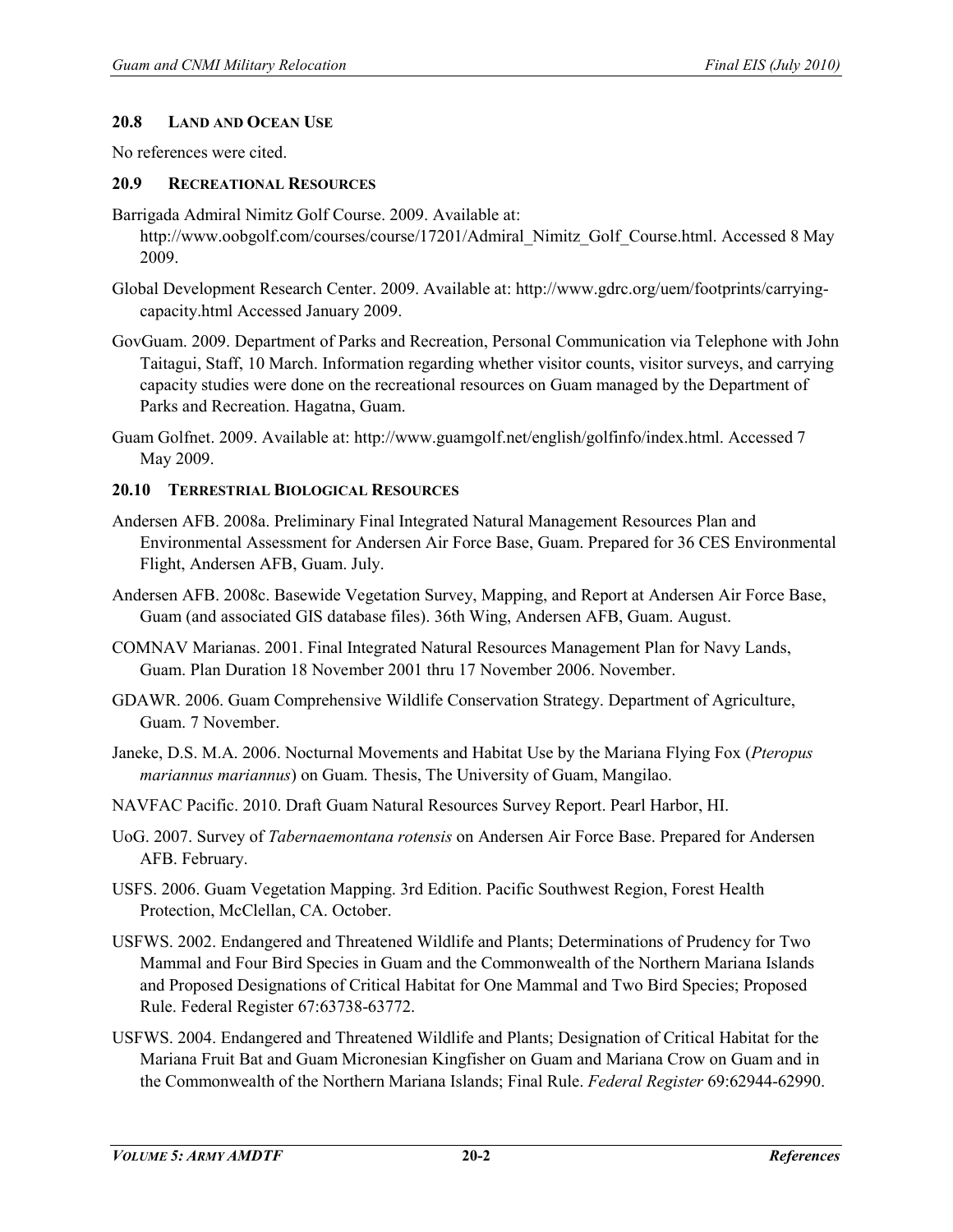### 20.8 LAND AND OCEAN USE

No references were cited.

### 20.9 RECREATIONAL RESOURCES

Barrigada Admiral Nimitz Golf Course. 2009. Available at: http://www.oobgolf.com/courses/course/17201/Admiral_Nimitz_Golf_Course.html. Accessed 8 May 2009.

Global Development Research Center. 2009. Available at: http://www.gdrc.org/uem/footprints/carrying-capacity.html Accessed January 2009.

GovGuam. 2009. Department of Parks and Recreation, Personal Communication via Telephone with John Taitagui, Staff, 10 March. Information regarding whether visitor counts, visitor surveys, and carrying capacity studies were done on the recreational resources on Guam managed by the Department of Parks and Recreation. Hagatna, Guam.

Guam Golfnet. 2009. Available at: http://www.guamgolf.net/english/golfinfo/index.html. Accessed 7 May 2009.

### 20.10 TERRESTRIAL BIOLOGICAL RESOURCES

Andersen AFB. 2008a. Preliminary Final Integrated Natural Management Resources Plan and Environmental Assessment for Andersen Air Force Base, Guam. Prepared for 36 CES Environmental Flight, Andersen AFB, Guam. July.

Andersen AFB. 2008c. Basewide Vegetation Survey, Mapping, and Report at Andersen Air Force Base, Guam (and associated GIS database files). 36th Wing, Andersen AFB, Guam. August.

COMNAV Marianas. 2001. Final Integrated Natural Resources Management Plan for Navy Lands, Guam. Plan Duration 18 November 2001 thru 17 November 2006. November.

GDAWR. 2006. Guam Comprehensive Wildlife Conservation Strategy. Department of Agriculture, Guam. 7 November.

Janeke, D.S. M.A. 2006. Nocturnal Movements and Habitat Use by the Mariana Flying Fox (*Pteropus mariannus mariannus*) on Guam. Thesis, The University of Guam, Mangilao.

NAVFAC Pacific. 2010. Draft Guam Natural Resources Survey Report. Pearl Harbor, HI.

UoG. 2007. Survey of *Tabernaemontana rotensis* on Andersen Air Force Base. Prepared for Andersen AFB. February.

USFS. 2006. Guam Vegetation Mapping. 3rd Edition. Pacific Southwest Region, Forest Health Protection, McClellan, CA. October.

USFWS. 2002. Endangered and Threatened Wildlife and Plants; Determinations of Prudency for Two Mammal and Four Bird Species in Guam and the Commonwealth of the Northern Mariana Islands and Proposed Designations of Critical Habitat for One Mammal and Two Bird Species; Proposed Rule. Federal Register 67:63738-63772.

USFWS. 2004. Endangered and Threatened Wildlife and Plants; Designation of Critical Habitat for the Mariana Fruit Bat and Guam Micronesian Kingfisher on Guam and Mariana Crow on Guam and in the Commonwealth of the Northern Mariana Islands; Final Rule. *Federal Register* 69:62944-62990.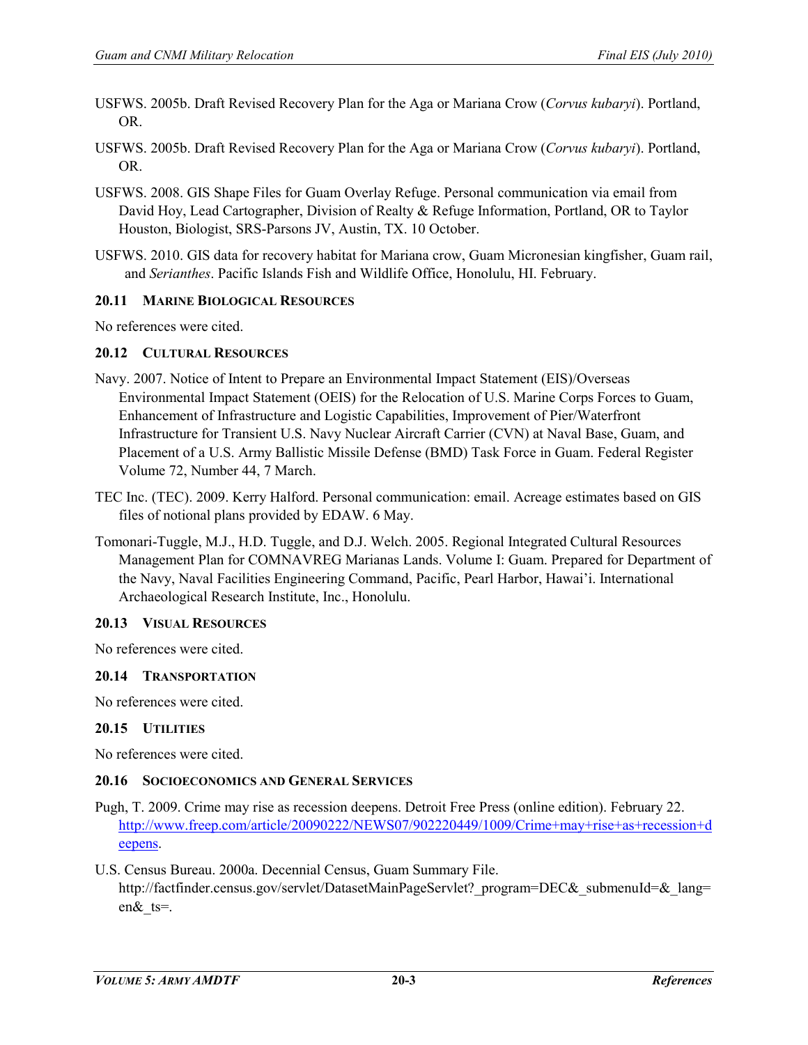USFWS. 2005b. Draft Revised Recovery Plan for the Aga or Mariana Crow (*Corvus kubaryi*). Portland, OR.

USFWS. 2005b. Draft Revised Recovery Plan for the Aga or Mariana Crow (*Corvus kubaryi*). Portland, OR.

USFWS. 2008. GIS Shape Files for Guam Overlay Refuge. Personal communication via email from David Hoy, Lead Cartographer, Division of Realty & Refuge Information, Portland, OR to Taylor Houston, Biologist, SRS-Parsons JV, Austin, TX. 10 October.

USFWS. 2010. GIS data for recovery habitat for Mariana crow, Guam Micronesian kingfisher, Guam rail, and *Serianthes*. Pacific Islands Fish and Wildlife Office, Honolulu, HI. February.

### 20.11 Marine Biological Resources

No references were cited.

### 20.12 Cultural Resources

Navy. 2007. Notice of Intent to Prepare an Environmental Impact Statement (EIS)/Overseas Environmental Impact Statement (OEIS) for the Relocation of U.S. Marine Corps Forces to Guam, Enhancement of Infrastructure and Logistic Capabilities, Improvement of Pier/Waterfront Infrastructure for Transient U.S. Navy Nuclear Aircraft Carrier (CVN) at Naval Base, Guam, and Placement of a U.S. Army Ballistic Missile Defense (BMD) Task Force in Guam. Federal Register Volume 72, Number 44, 7 March.

TEC Inc. (TEC). 2009. Kerry Halford. Personal communication: email. Acreage estimates based on GIS files of notional plans provided by EDAW. 6 May.

Tomonari-Tuggle, M.J., H.D. Tuggle, and D.J. Welch. 2005. Regional Integrated Cultural Resources Management Plan for COMNAVREG Marianas Lands. Volume I: Guam. Prepared for Department of the Navy, Naval Facilities Engineering Command, Pacific, Pearl Harbor, Hawai'i. International Archaeological Research Institute, Inc., Honolulu.

### 20.13 Visual Resources

No references were cited.

### 20.14 Transportation

No references were cited.

### 20.15 Utilities

No references were cited.

### 20.16 Socioeconomics and General Services

Pugh, T. 2009. Crime may rise as recession deepens. Detroit Free Press (online edition). February 22. http://www.freep.com/article/20090222/NEWS07/902220449/1009/Crime+may+rise+as+recession+deepens.

U.S. Census Bureau. 2000a. Decennial Census, Guam Summary File. http://factfinder.census.gov/servlet/DatasetMainPageServlet?_program=DEC&_submenuId=&_lang=en&_ts=.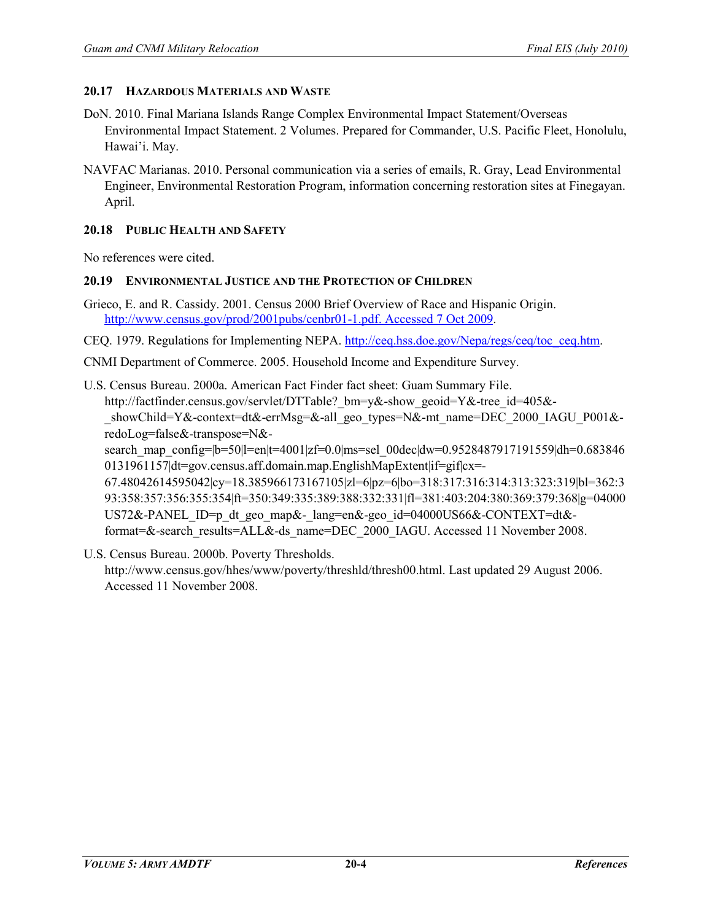### 20.17 Hazardous Materials and Waste

DoN. 2010. Final Mariana Islands Range Complex Environmental Impact Statement/Overseas Environmental Impact Statement. 2 Volumes. Prepared for Commander, U.S. Pacific Fleet, Honolulu, Hawai'i. May.

NAVFAC Marianas. 2010. Personal communication via a series of emails, R. Gray, Lead Environmental Engineer, Environmental Restoration Program, information concerning restoration sites at Finegayan. April.

### 20.18 Public Health and Safety

No references were cited.

### 20.19 Environmental Justice and the Protection of Children

Grieco, E. and R. Cassidy. 2001. Census 2000 Brief Overview of Race and Hispanic Origin. http://www.census.gov/prod/2001pubs/cenbr01-1.pdf. Accessed 7 Oct 2009.

CEQ. 1979. Regulations for Implementing NEPA. http://ceq.hss.doe.gov/Nepa/regs/ceq/toc_ceq.htm.

CNMI Department of Commerce. 2005. Household Income and Expenditure Survey.

U.S. Census Bureau. 2000a. American Fact Finder fact sheet: Guam Summary File. http://factfinder.census.gov/servlet/DTTable?_bm=y&-show_geoid=Y&-tree_id=405&-_showChild=Y&-context=dt&-errMsg=&-all_geo_types=N&-mt_name=DEC_2000_IAGU_P001&-redoLog=false&-transpose=N&-search_map_config=|b=50|l=en|t=4001|zf=0.0|ms=sel_00dec|dw=0.9528487917191559|dh=0.6838460131961157|dt=gov.census.aff.domain.map.EnglishMapExtent|if=gif|cx=-67.48042614595042|cy=18.385966173167105|zl=6|pz=6|bo=318:317:316:314:313:323:319|bl=362:393:358:357:356:355:354|ft=350:349:335:389:388:332:331|fl=381:403:204:380:369:379:368|g=04000US72&-PANEL_ID=p_dt_geo_map&-_lang=en&-geo_id=04000US66&-CONTEXT=dt&-format=&-search_results=ALL&-ds_name=DEC_2000_IAGU. Accessed 11 November 2008.

U.S. Census Bureau. 2000b. Poverty Thresholds. http://www.census.gov/hhes/www/poverty/threshld/thresh00.html. Last updated 29 August 2006. Accessed 11 November 2008.